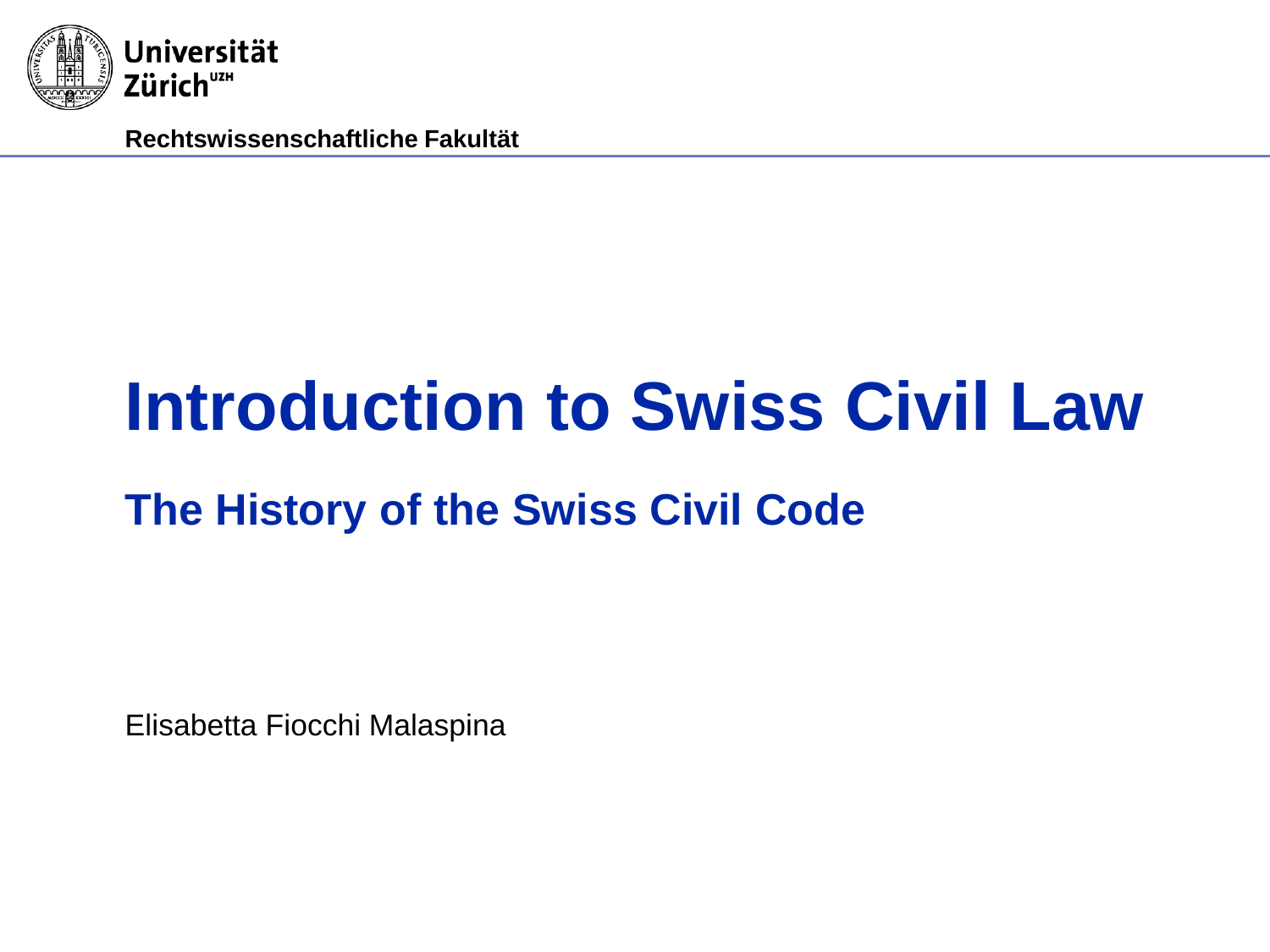Universität Zürich[UZH]

Rechtswissenschaftliche Fakultät

# Introduction to Swiss Civil Law

## The History of the Swiss Civil Code

Elisabetta Fiocchi Malaspina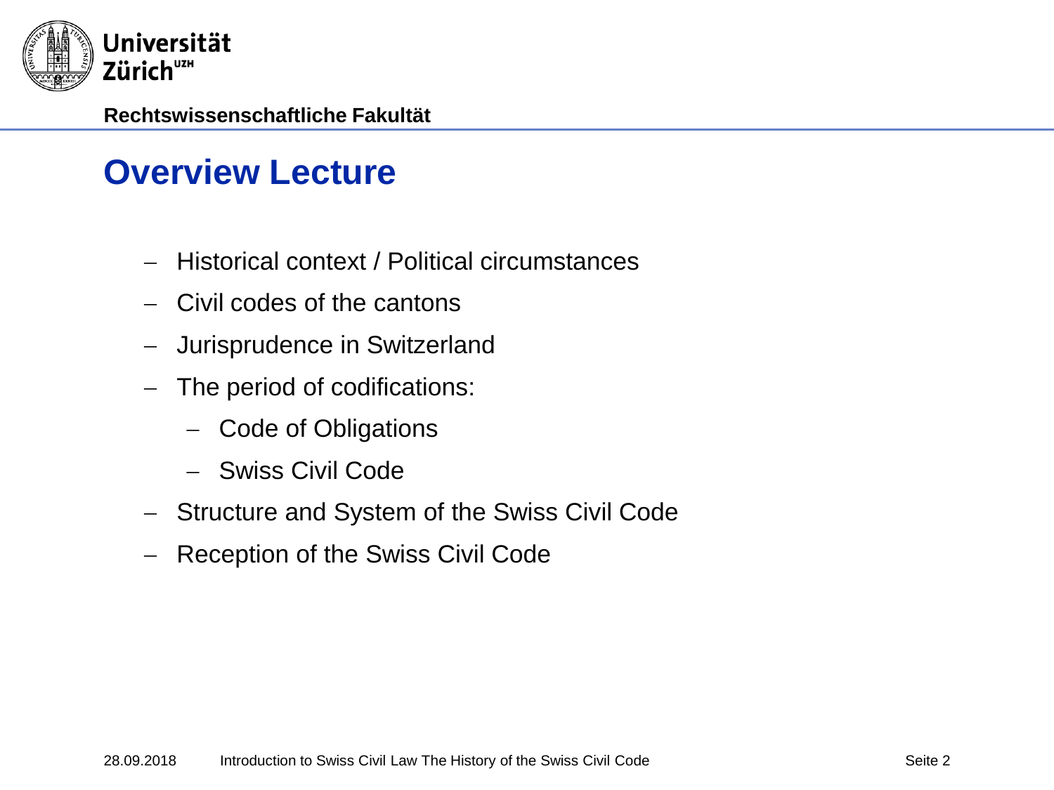# Overview Lecture

- Historical context / Political circumstances
- Civil codes of the cantons
- Jurisprudence in Switzerland
- The period of codifications:
  - Code of Obligations
  - Swiss Civil Code
- Structure and System of the Swiss Civil Code
- Reception of the Swiss Civil Code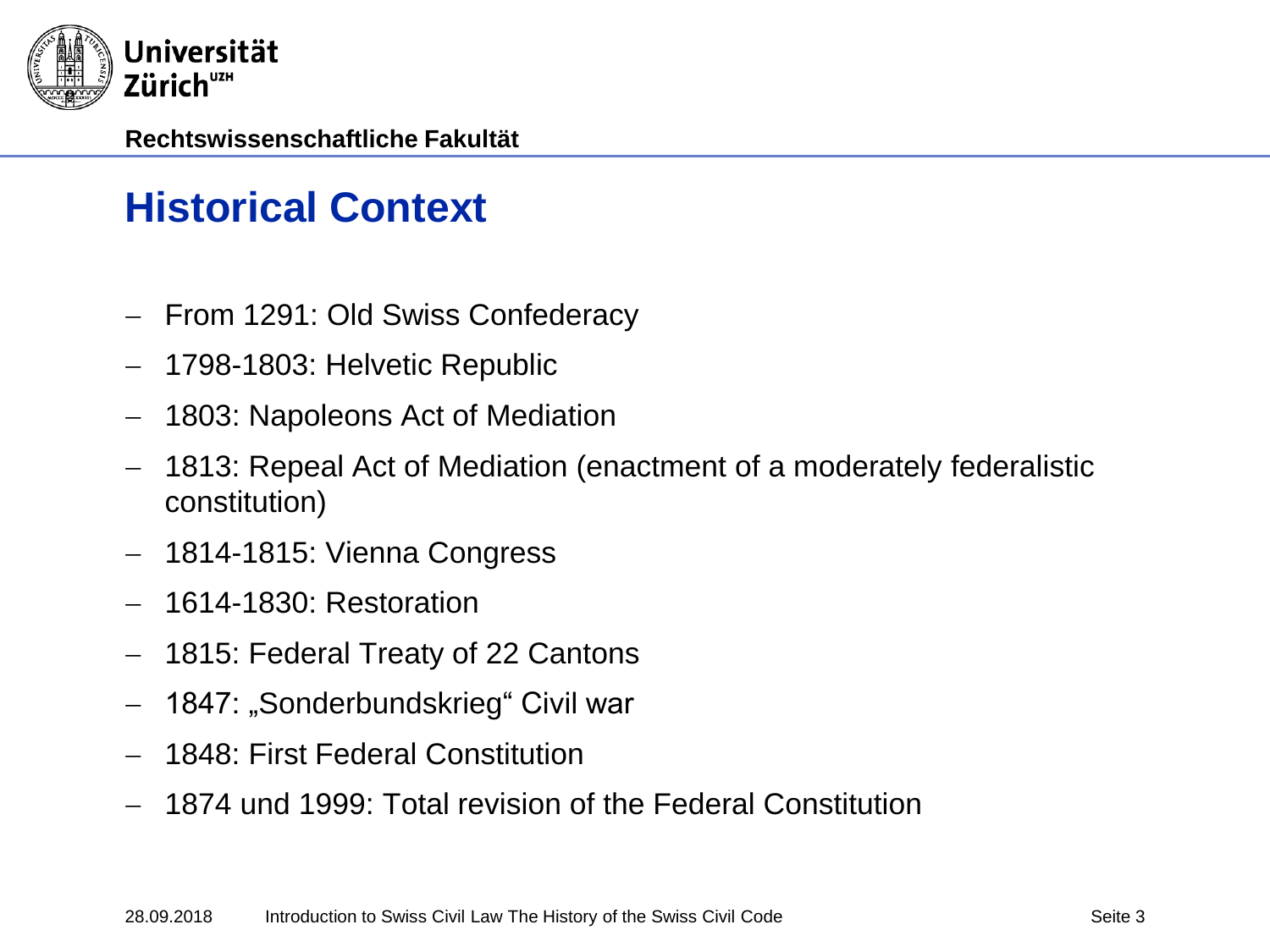# Historical Context

- From 1291: Old Swiss Confederacy
- 1798-1803: Helvetic Republic
- 1803: Napoleons Act of Mediation
- 1813: Repeal Act of Mediation (enactment of a moderately federalistic constitution)
- 1814-1815: Vienna Congress
- 1614-1830: Restoration
- 1815: Federal Treaty of 22 Cantons
- 1847: „Sonderbundskrieg" Civil war
- 1848: First Federal Constitution
- 1874 und 1999: Total revision of the Federal Constitution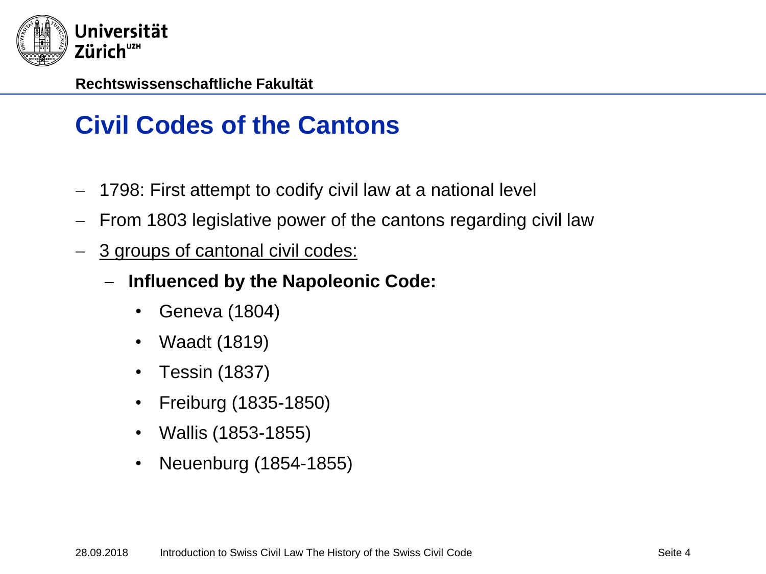# Civil Codes of the Cantons

- 1798: First attempt to codify civil law at a national level
- From 1803 legislative power of the cantons regarding civil law
- 3 groups of cantonal civil codes:
  - **Influenced by the Napoleonic Code:**
    - Geneva (1804)
    - Waadt (1819)
    - Tessin (1837)
    - Freiburg (1835-1850)
    - Wallis (1853-1855)
    - Neuenburg (1854-1855)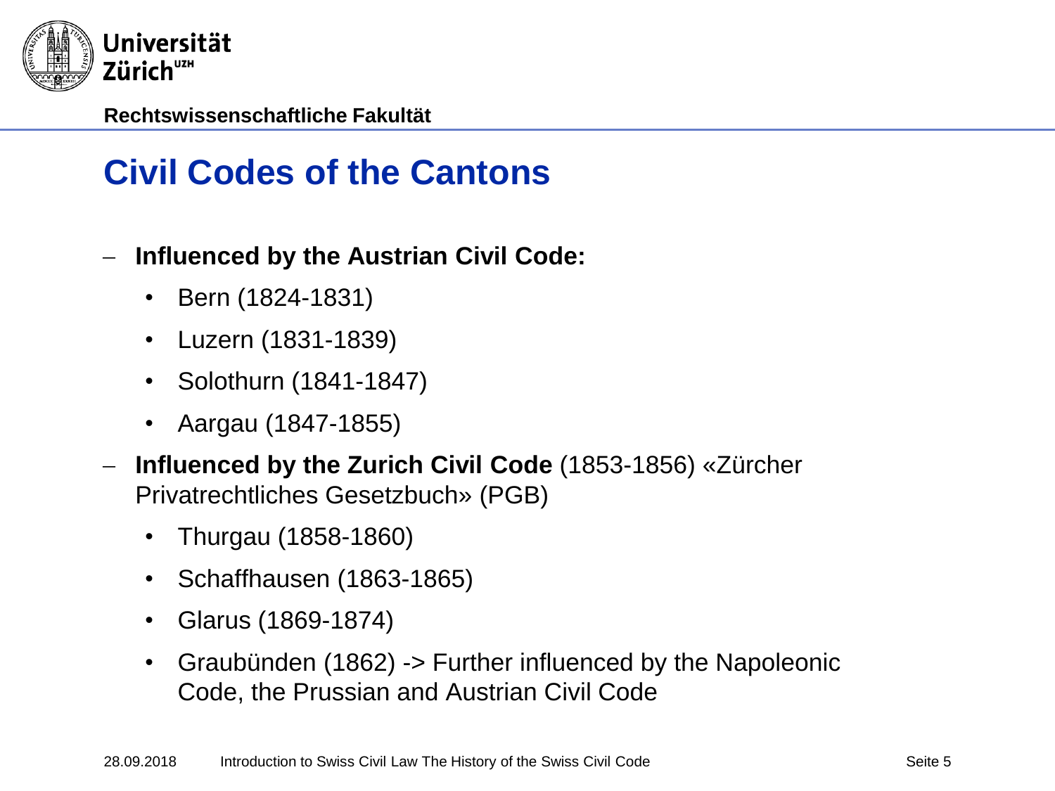# Civil Codes of the Cantons

- **Influenced by the Austrian Civil Code:**
  - Bern (1824-1831)
  - Luzern (1831-1839)
  - Solothurn (1841-1847)
  - Aargau (1847-1855)
- **Influenced by the Zurich Civil Code** (1853-1856) «Zürcher Privatrechtliches Gesetzbuch» (PGB)
  - Thurgau (1858-1860)
  - Schaffhausen (1863-1865)
  - Glarus (1869-1874)
  - Graubünden (1862) -> Further influenced by the Napoleonic Code, the Prussian and Austrian Civil Code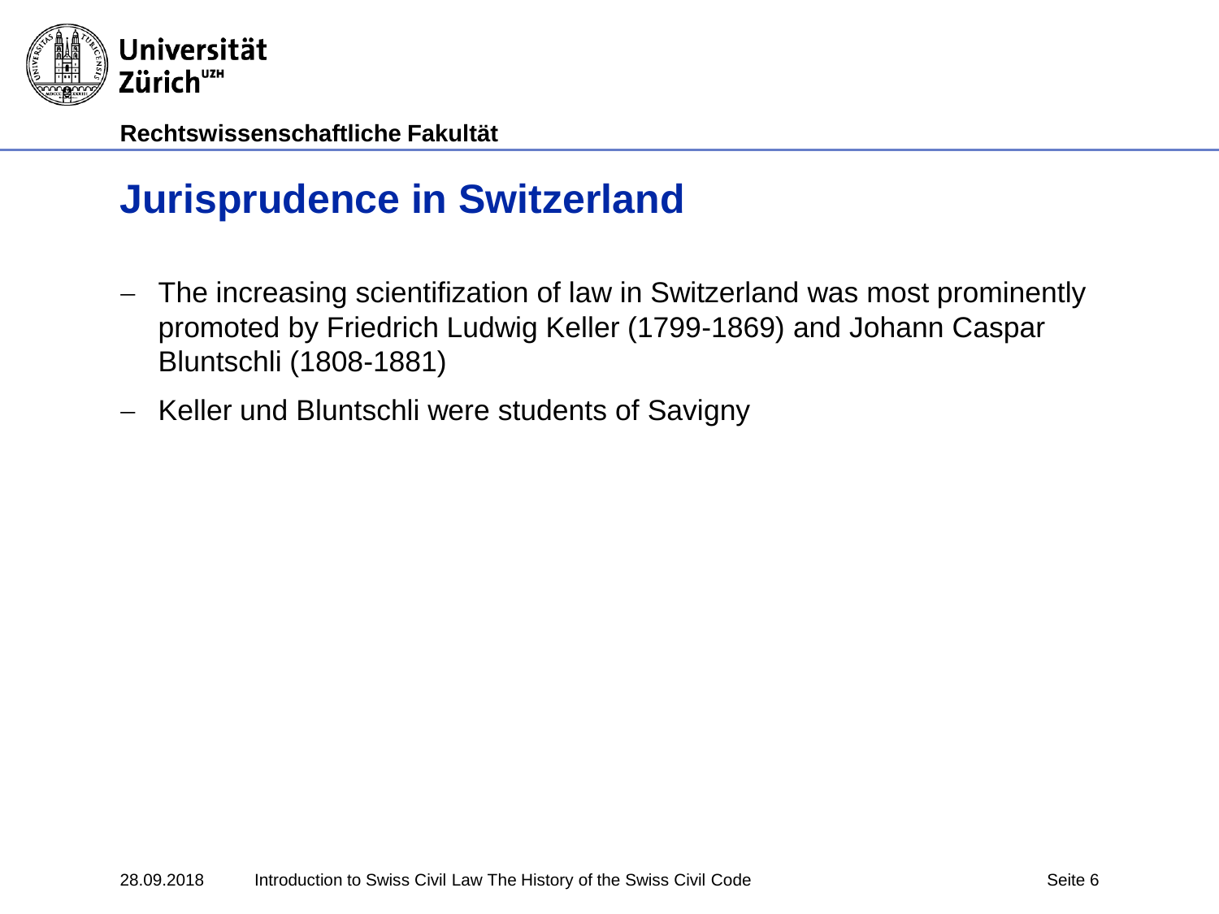# Jurisprudence in Switzerland

- The increasing scientifization of law in Switzerland was most prominently promoted by Friedrich Ludwig Keller (1799-1869) and Johann Caspar Bluntschli (1808-1881)
- Keller und Bluntschli were students of Savigny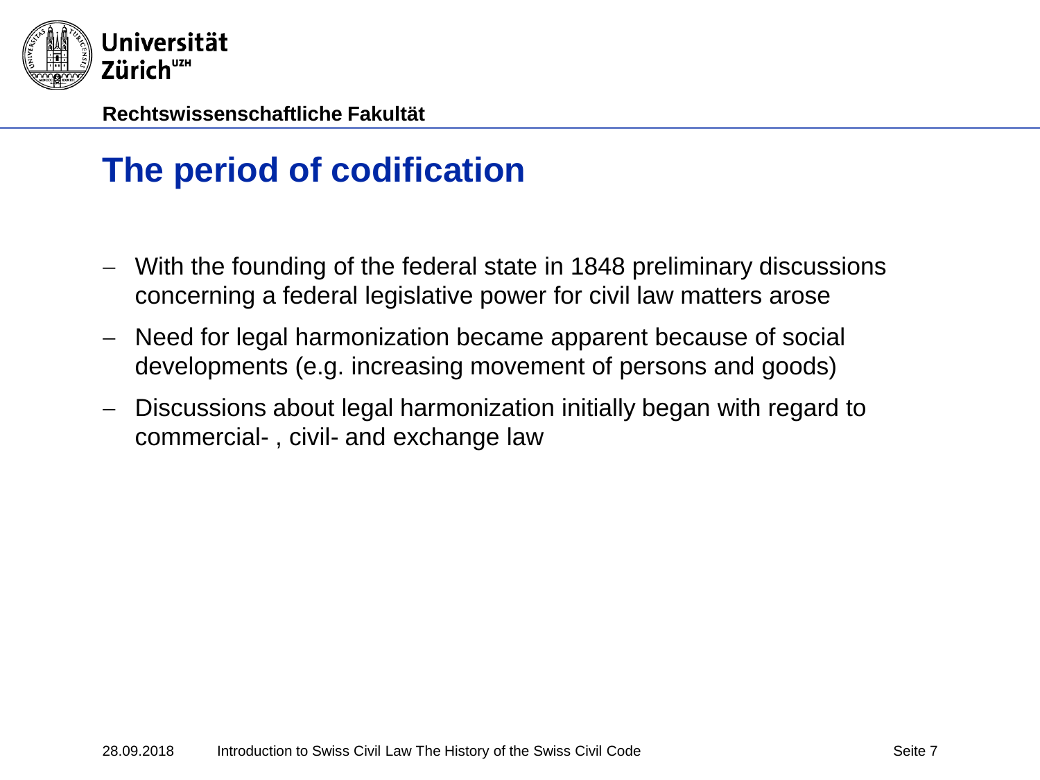# The period of codification

- With the founding of the federal state in 1848 preliminary discussions concerning a federal legislative power for civil law matters arose
- Need for legal harmonization became apparent because of social developments (e.g. increasing movement of persons and goods)
- Discussions about legal harmonization initially began with regard to commercial- , civil- and exchange law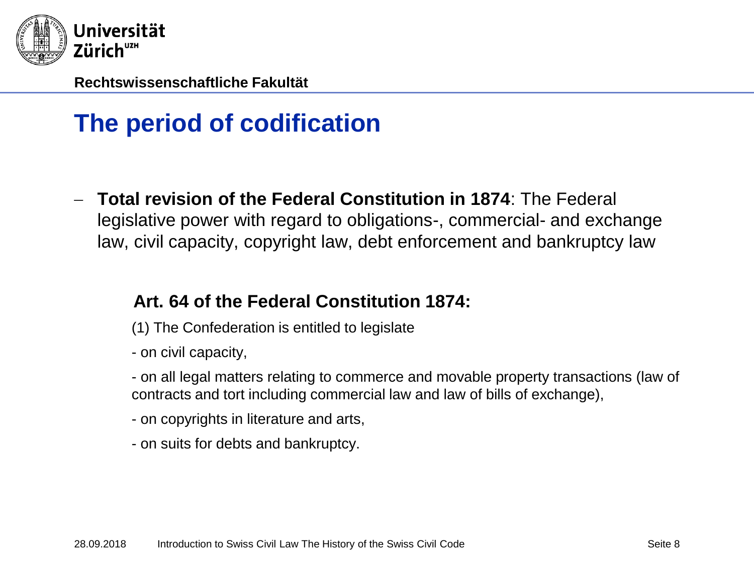# The period of codification

- **Total revision of the Federal Constitution in 1874**: The Federal legislative power with regard to obligations-, commercial- and exchange law, civil capacity, copyright law, debt enforcement and bankruptcy law

**Art. 64 of the Federal Constitution 1874:**

(1) The Confederation is entitled to legislate

- on civil capacity,

- on all legal matters relating to commerce and movable property transactions (law of contracts and tort including commercial law and law of bills of exchange),

- on copyrights in literature and arts,

- on suits for debts and bankruptcy.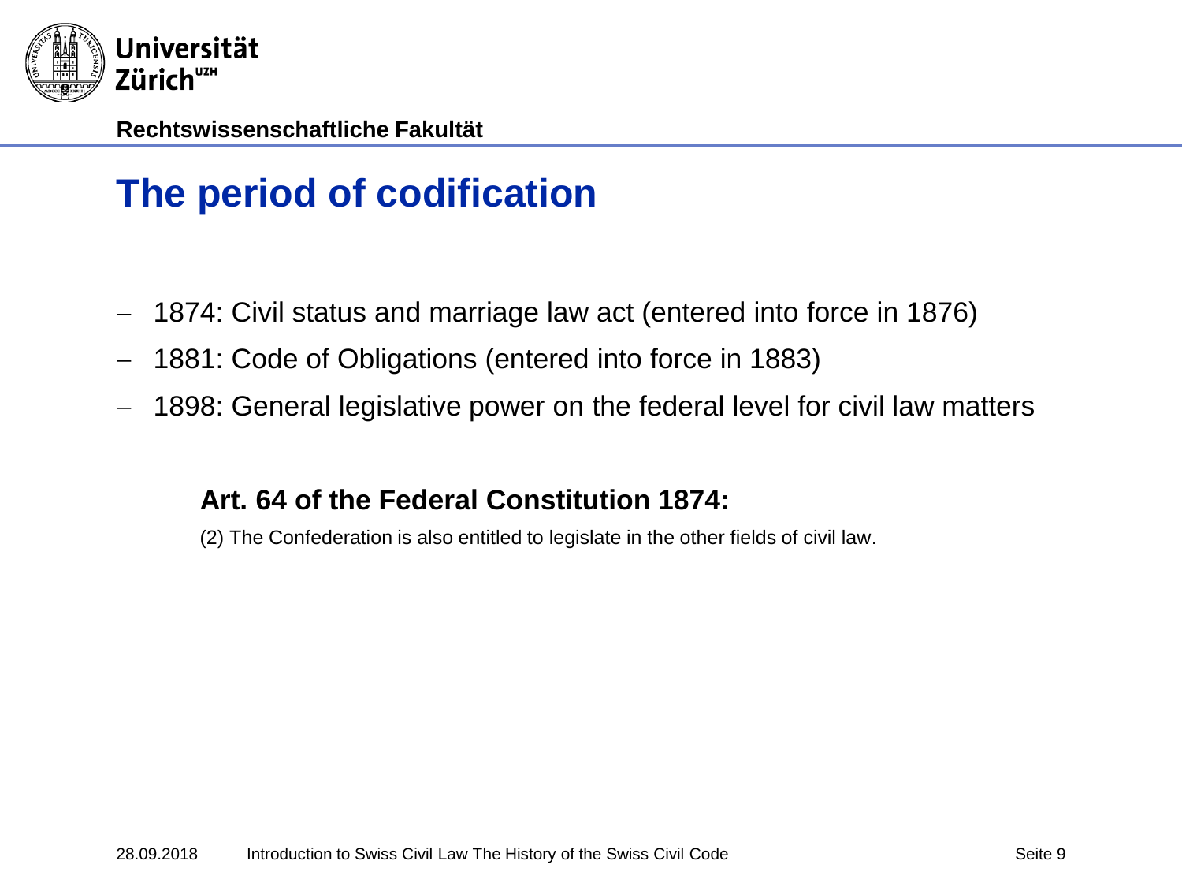# The period of codification

- 1874: Civil status and marriage law act (entered into force in 1876)
- 1881: Code of Obligations (entered into force in 1883)
- 1898: General legislative power on the federal level for civil law matters

**Art. 64 of the Federal Constitution 1874:**

(2) The Confederation is also entitled to legislate in the other fields of civil law.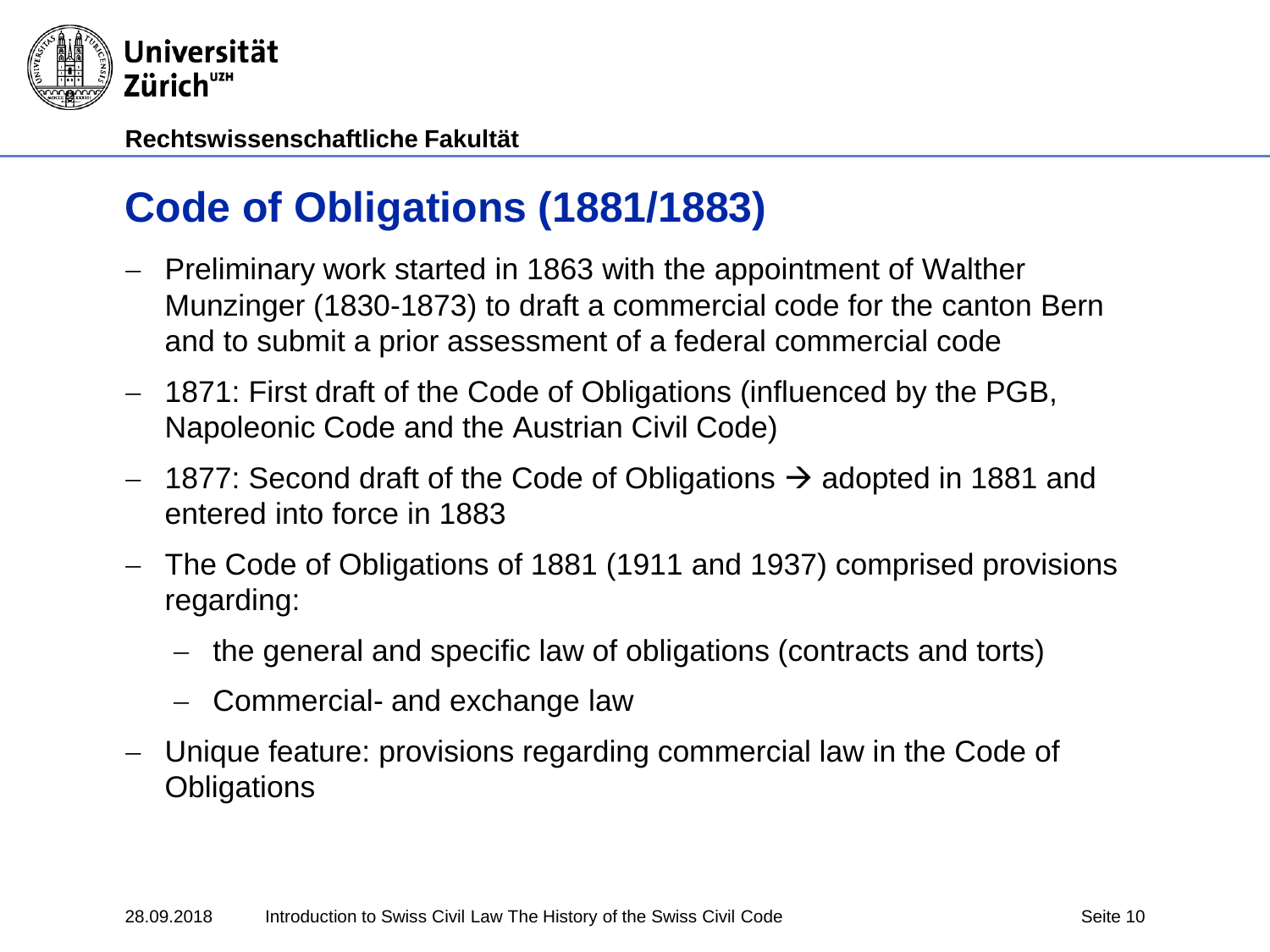# Code of Obligations (1881/1883)

- Preliminary work started in 1863 with the appointment of Walther Munzinger (1830-1873) to draft a commercial code for the canton Bern and to submit a prior assessment of a federal commercial code
- 1871: First draft of the Code of Obligations (influenced by the PGB, Napoleonic Code and the Austrian Civil Code)
- 1877: Second draft of the Code of Obligations → adopted in 1881 and entered into force in 1883
- The Code of Obligations of 1881 (1911 and 1937) comprised provisions regarding:
  - the general and specific law of obligations (contracts and torts)
  - Commercial- and exchange law
- Unique feature: provisions regarding commercial law in the Code of Obligations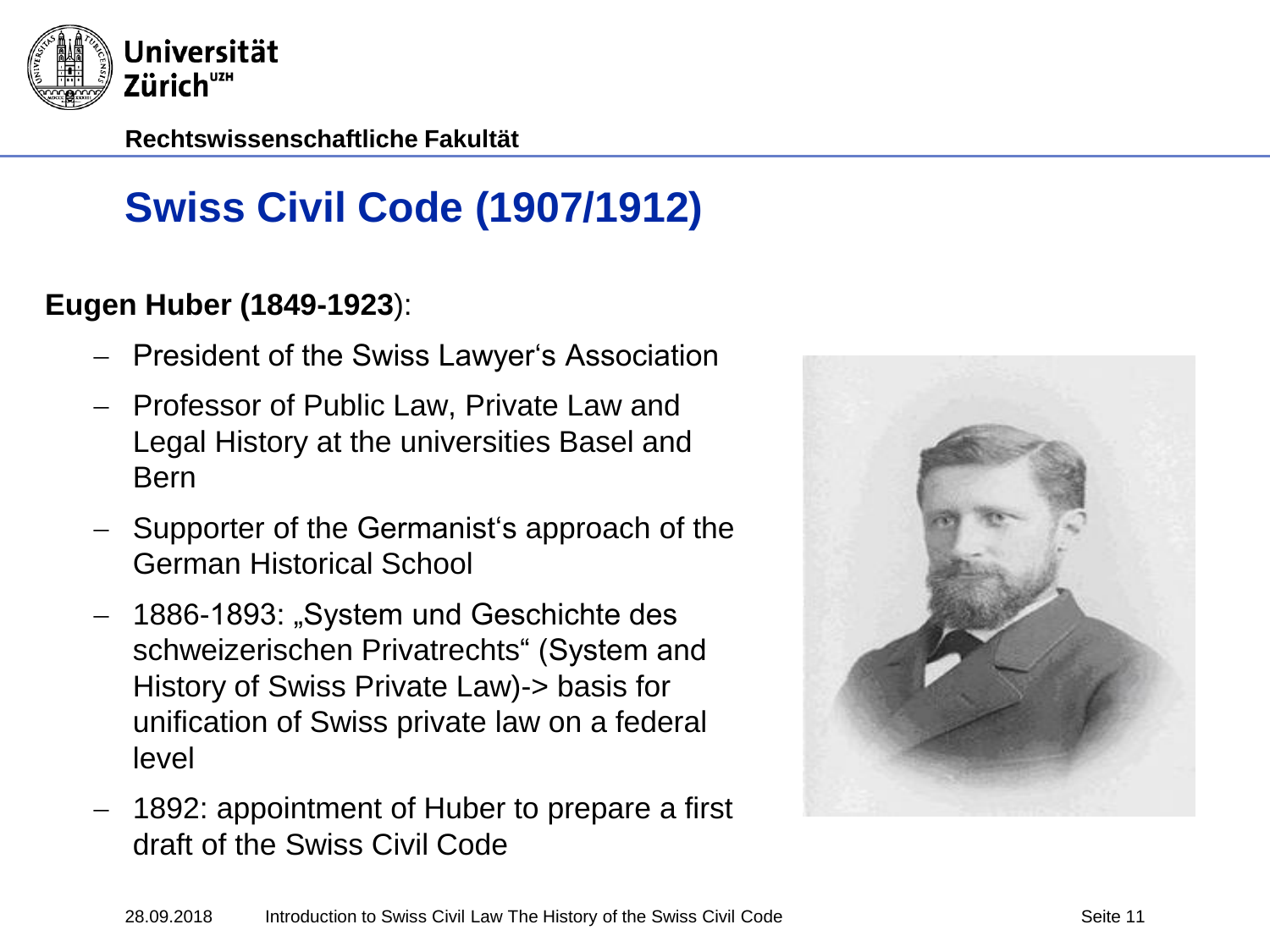Rechtswissenschaftliche Fakultät

# Swiss Civil Code (1907/1912)

**Eugen Huber (1849-1923)**:

- President of the Swiss Lawyer‘s Association
- Professor of Public Law, Private Law and Legal History at the universities Basel and Bern
- Supporter of the Germanist‘s approach of the German Historical School
- 1886-1893: „System und Geschichte des schweizerischen Privatrechts“ (System and History of Swiss Private Law)-> basis for unification of Swiss private law on a federal level
- 1892: appointment of Huber to prepare a first draft of the Swiss Civil Code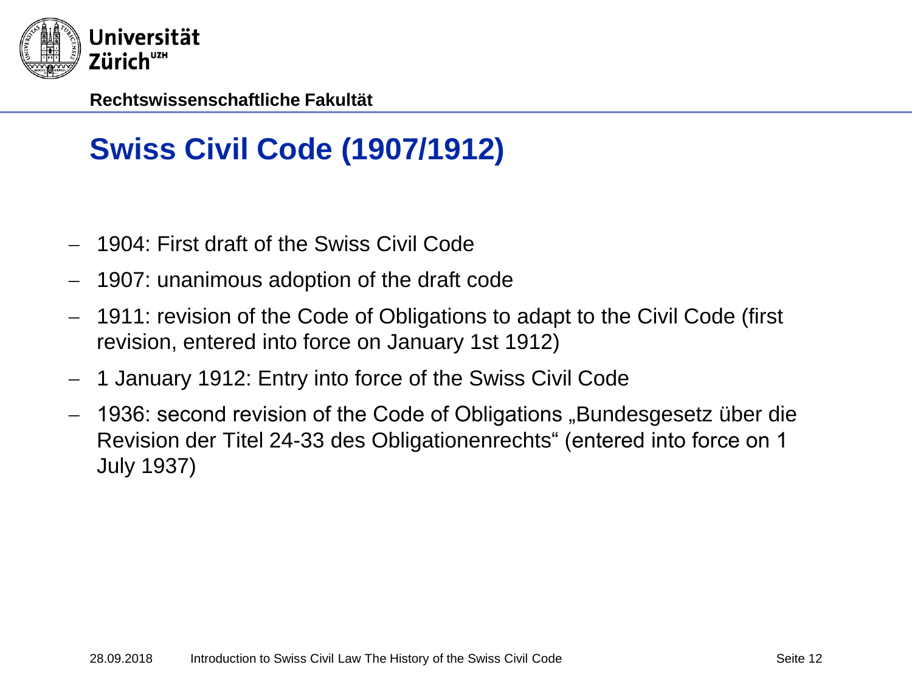# Swiss Civil Code (1907/1912)

- 1904: First draft of the Swiss Civil Code
- 1907: unanimous adoption of the draft code
- 1911: revision of the Code of Obligations to adapt to the Civil Code (first revision, entered into force on January 1st 1912)
- 1 January 1912: Entry into force of the Swiss Civil Code
- 1936: second revision of the Code of Obligations „Bundesgesetz über die Revision der Titel 24-33 des Obligationenrechts" (entered into force on 1 July 1937)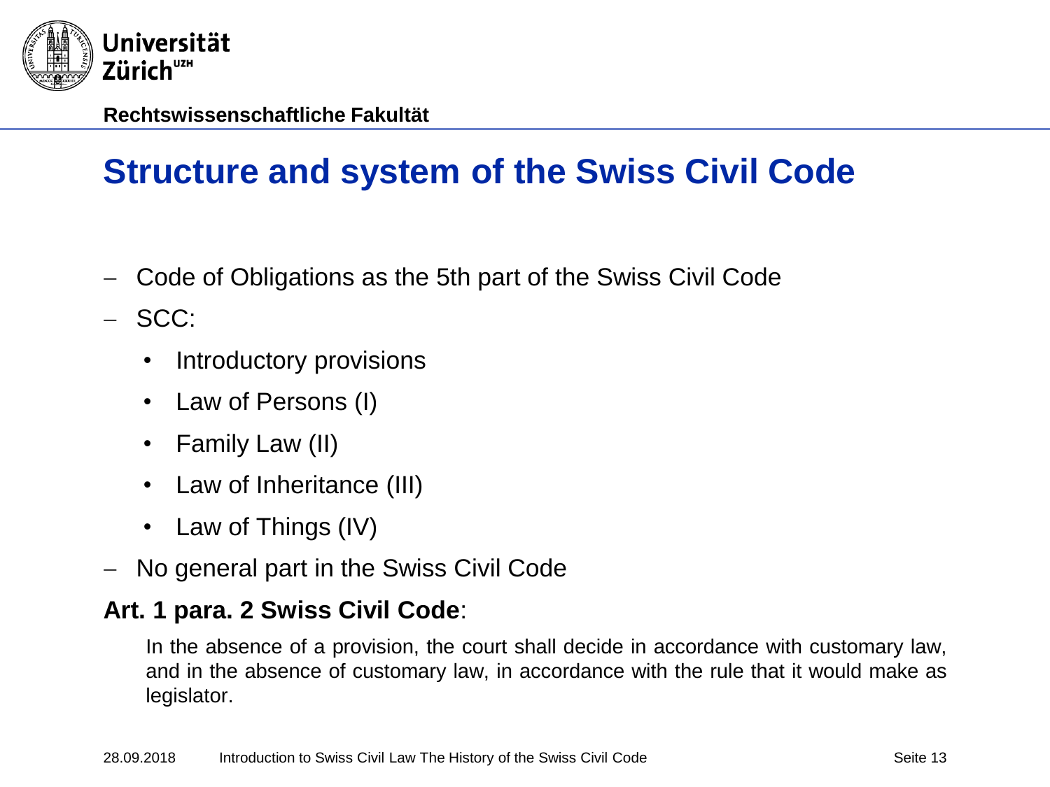# Structure and system of the Swiss Civil Code

- Code of Obligations as the 5th part of the Swiss Civil Code
- SCC:
  - Introductory provisions
  - Law of Persons (I)
  - Family Law (II)
  - Law of Inheritance (III)
  - Law of Things (IV)
- No general part in the Swiss Civil Code

**Art. 1 para. 2 Swiss Civil Code**:

In the absence of a provision, the court shall decide in accordance with customary law, and in the absence of customary law, in accordance with the rule that it would make as legislator.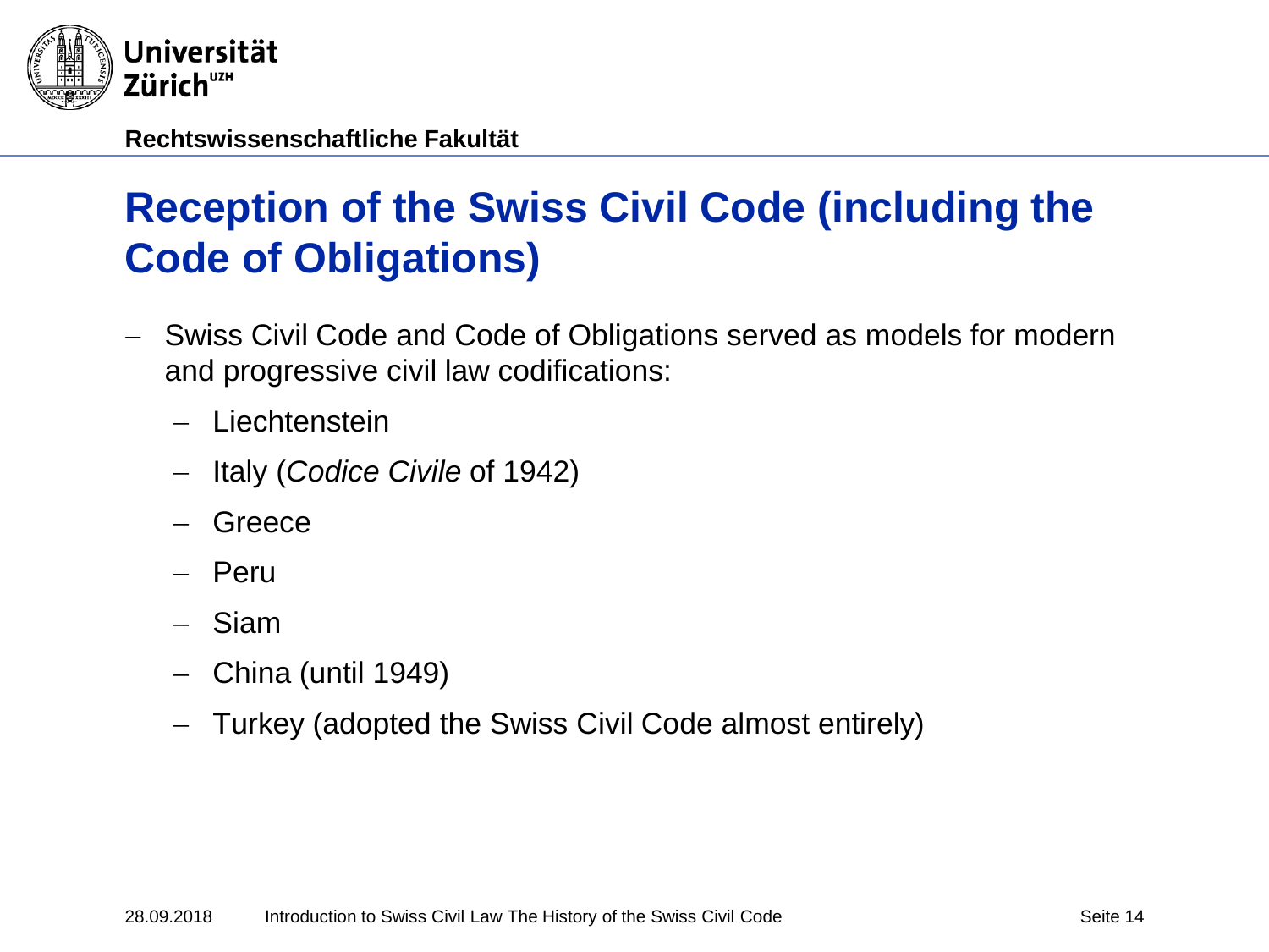# Reception of the Swiss Civil Code (including the Code of Obligations)

- Swiss Civil Code and Code of Obligations served as models for modern and progressive civil law codifications:
  - Liechtenstein
  - Italy (*Codice Civile* of 1942)
  - Greece
  - Peru
  - Siam
  - China (until 1949)
  - Turkey (adopted the Swiss Civil Code almost entirely)